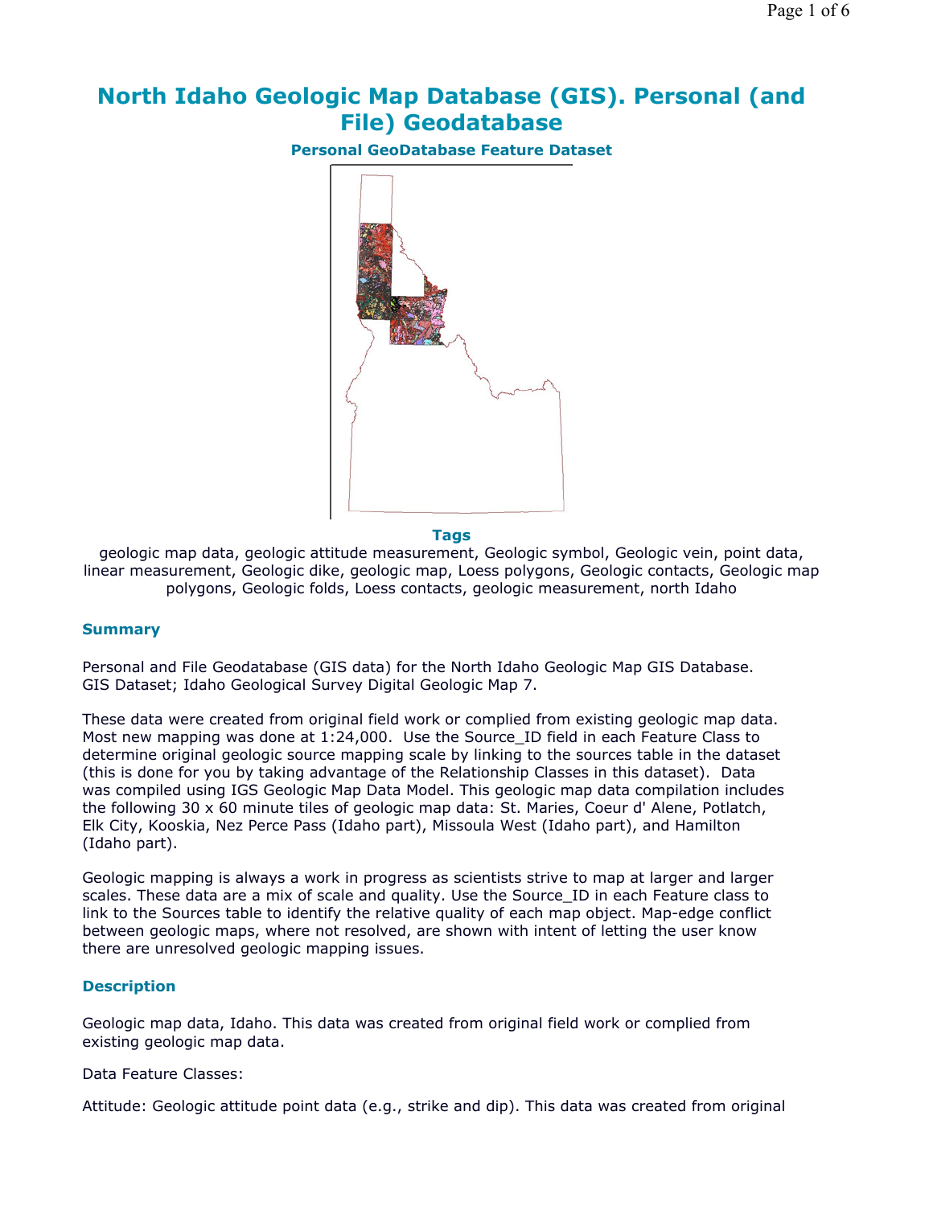# North Idaho Geologic Map Database (GIS). Personal (and File) Geodatabase

### Personal GeoDatabase Feature Dataset

### Tags

geologic map data, geologic attitude measurement, Geologic symbol, Geologic vein, point data, linear measurement, Geologic dike, geologic map, Loess polygons, Geologic contacts, Geologic map polygons, Geologic folds, Loess contacts, geologic measurement, north Idaho

### Summary

Personal and File Geodatabase (GIS data) for the North Idaho Geologic Map GIS Database. GIS Dataset; Idaho Geological Survey Digital Geologic Map 7.

These data were created from original field work or complied from existing geologic map data. Most new mapping was done at 1:24,000. Use the Source_ID field in each Feature Class to determine original geologic source mapping scale by linking to the sources table in the dataset (this is done for you by taking advantage of the Relationship Classes in this dataset). Data was compiled using IGS Geologic Map Data Model. This geologic map data compilation includes the following 30 x 60 minute tiles of geologic map data: St. Maries, Coeur d' Alene, Potlatch, Elk City, Kooskia, Nez Perce Pass (Idaho part), Missoula West (Idaho part), and Hamilton (Idaho part).

Geologic mapping is always a work in progress as scientists strive to map at larger and larger scales. These data are a mix of scale and quality. Use the Source_ID in each Feature class to link to the Sources table to identify the relative quality of each map object. Map-edge conflict between geologic maps, where not resolved, are shown with intent of letting the user know there are unresolved geologic mapping issues.

### Description

Geologic map data, Idaho. This data was created from original field work or complied from existing geologic map data.

Data Feature Classes:

Attitude: Geologic attitude point data (e.g., strike and dip). This data was created from original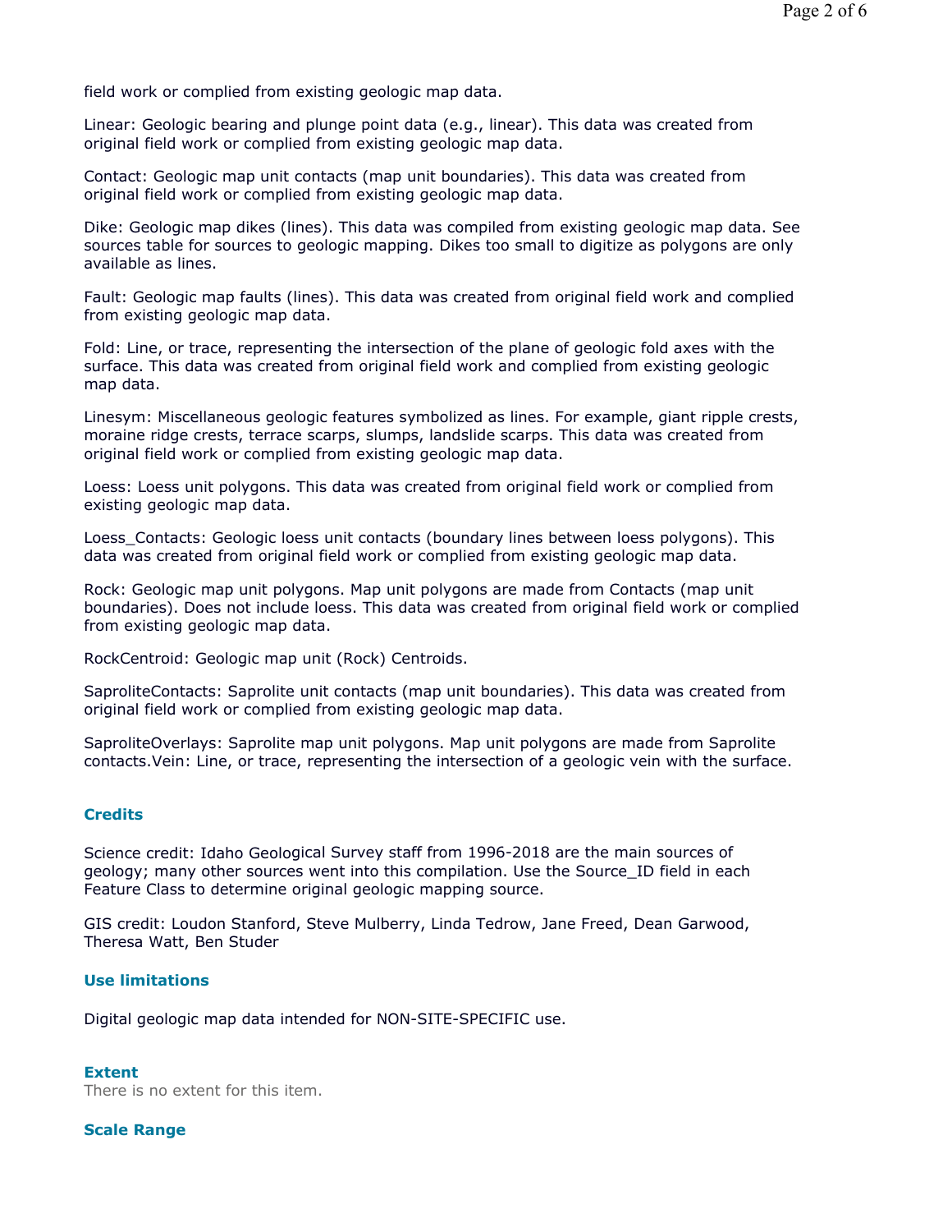field work or complied from existing geologic map data.

Linear: Geologic bearing and plunge point data (e.g., linear). This data was created from original field work or complied from existing geologic map data.

Contact: Geologic map unit contacts (map unit boundaries). This data was created from original field work or complied from existing geologic map data.

Dike: Geologic map dikes (lines). This data was compiled from existing geologic map data. See sources table for sources to geologic mapping. Dikes too small to digitize as polygons are only available as lines.

Fault: Geologic map faults (lines). This data was created from original field work and complied from existing geologic map data.

Fold: Line, or trace, representing the intersection of the plane of geologic fold axes with the surface. This data was created from original field work and complied from existing geologic map data.

Linesym: Miscellaneous geologic features symbolized as lines. For example, giant ripple crests, moraine ridge crests, terrace scarps, slumps, landslide scarps. This data was created from original field work or complied from existing geologic map data.

Loess: Loess unit polygons. This data was created from original field work or complied from existing geologic map data.

Loess_Contacts: Geologic loess unit contacts (boundary lines between loess polygons). This data was created from original field work or complied from existing geologic map data.

Rock: Geologic map unit polygons. Map unit polygons are made from Contacts (map unit boundaries). Does not include loess. This data was created from original field work or complied from existing geologic map data.

RockCentroid: Geologic map unit (Rock) Centroids.

SaproliteContacts: Saprolite unit contacts (map unit boundaries). This data was created from original field work or complied from existing geologic map data.

SaproliteOverlays: Saprolite map unit polygons. Map unit polygons are made from Saprolite contacts.Vein: Line, or trace, representing the intersection of a geologic vein with the surface.

### Credits

Science credit: Idaho Geological Survey staff from 1996-2018 are the main sources of geology; many other sources went into this compilation. Use the Source_ID field in each Feature Class to determine original geologic mapping source.

GIS credit: Loudon Stanford, Steve Mulberry, Linda Tedrow, Jane Freed, Dean Garwood, Theresa Watt, Ben Studer

### Use limitations

Digital geologic map data intended for NON-SITE-SPECIFIC use.

### Extent

There is no extent for this item.

### Scale Range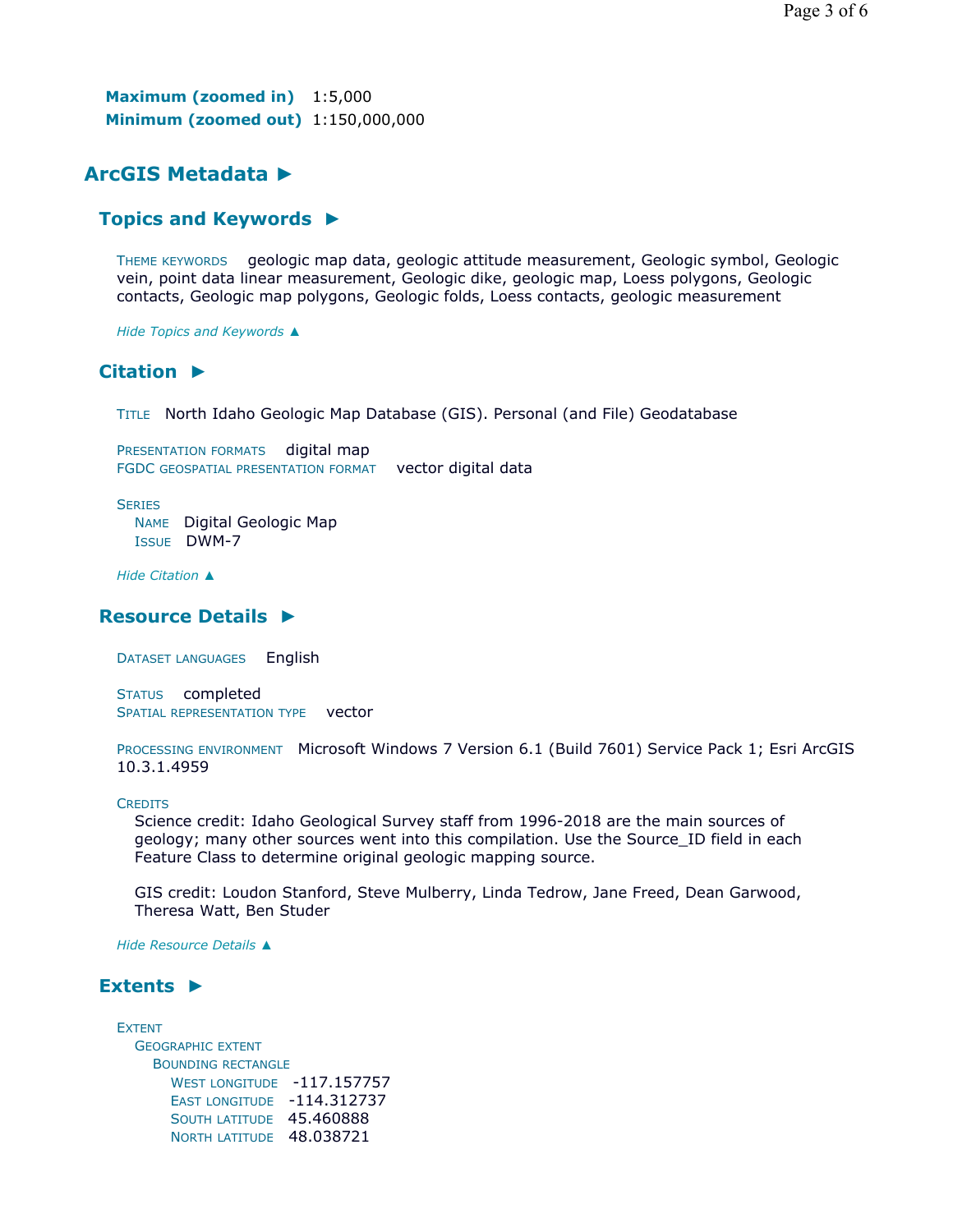**Maximum (zoomed in)** 1:5,000
**Minimum (zoomed out)** 1:150,000,000

## ArcGIS Metadata ►

### Topics and Keywords ►

THEME KEYWORDS geologic map data, geologic attitude measurement, Geologic symbol, Geologic vein, point data linear measurement, Geologic dike, geologic map, Loess polygons, Geologic contacts, Geologic map polygons, Geologic folds, Loess contacts, geologic measurement

*Hide Topics and Keywords ▲*

### Citation ►

TITLE North Idaho Geologic Map Database (GIS). Personal (and File) Geodatabase

PRESENTATION FORMATS digital map
FGDC GEOSPATIAL PRESENTATION FORMAT vector digital data

SERIES
NAME Digital Geologic Map
ISSUE DWM-7

*Hide Citation ▲*

### Resource Details ►

DATASET LANGUAGES English

STATUS completed
SPATIAL REPRESENTATION TYPE vector

PROCESSING ENVIRONMENT Microsoft Windows 7 Version 6.1 (Build 7601) Service Pack 1; Esri ArcGIS 10.3.1.4959

CREDITS
Science credit: Idaho Geological Survey staff from 1996-2018 are the main sources of geology; many other sources went into this compilation. Use the Source_ID field in each Feature Class to determine original geologic mapping source.

GIS credit: Loudon Stanford, Steve Mulberry, Linda Tedrow, Jane Freed, Dean Garwood, Theresa Watt, Ben Studer

*Hide Resource Details ▲*

### Extents ►

EXTENT
GEOGRAPHIC EXTENT
BOUNDING RECTANGLE
WEST LONGITUDE -117.157757
EAST LONGITUDE -114.312737
SOUTH LATITUDE 45.460888
NORTH LATITUDE 48.038721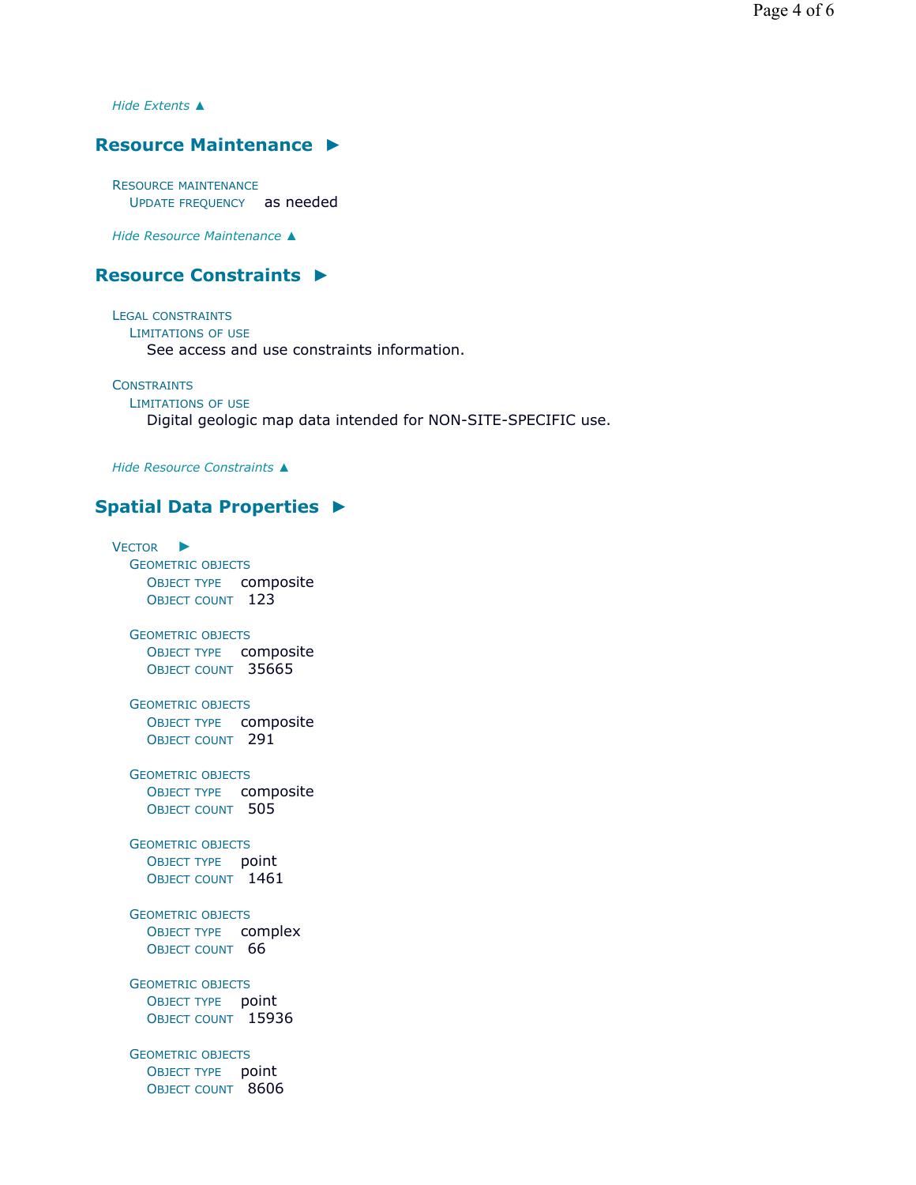*Hide Extents ▲*

## Resource Maintenance ►

RESOURCE MAINTENANCE
UPDATE FREQUENCY as needed

*Hide Resource Maintenance ▲*

## Resource Constraints ►

LEGAL CONSTRAINTS
LIMITATIONS OF USE
See access and use constraints information.

CONSTRAINTS
LIMITATIONS OF USE
Digital geologic map data intended for NON-SITE-SPECIFIC use.

*Hide Resource Constraints ▲*

## Spatial Data Properties ►

VECTOR ►

GEOMETRIC OBJECTS
OBJECT TYPE composite
OBJECT COUNT 123

GEOMETRIC OBJECTS
OBJECT TYPE composite
OBJECT COUNT 35665

GEOMETRIC OBJECTS
OBJECT TYPE composite
OBJECT COUNT 291

GEOMETRIC OBJECTS
OBJECT TYPE composite
OBJECT COUNT 505

GEOMETRIC OBJECTS
OBJECT TYPE point
OBJECT COUNT 1461

GEOMETRIC OBJECTS
OBJECT TYPE complex
OBJECT COUNT 66

GEOMETRIC OBJECTS
OBJECT TYPE point
OBJECT COUNT 15936

GEOMETRIC OBJECTS
OBJECT TYPE point
OBJECT COUNT 8606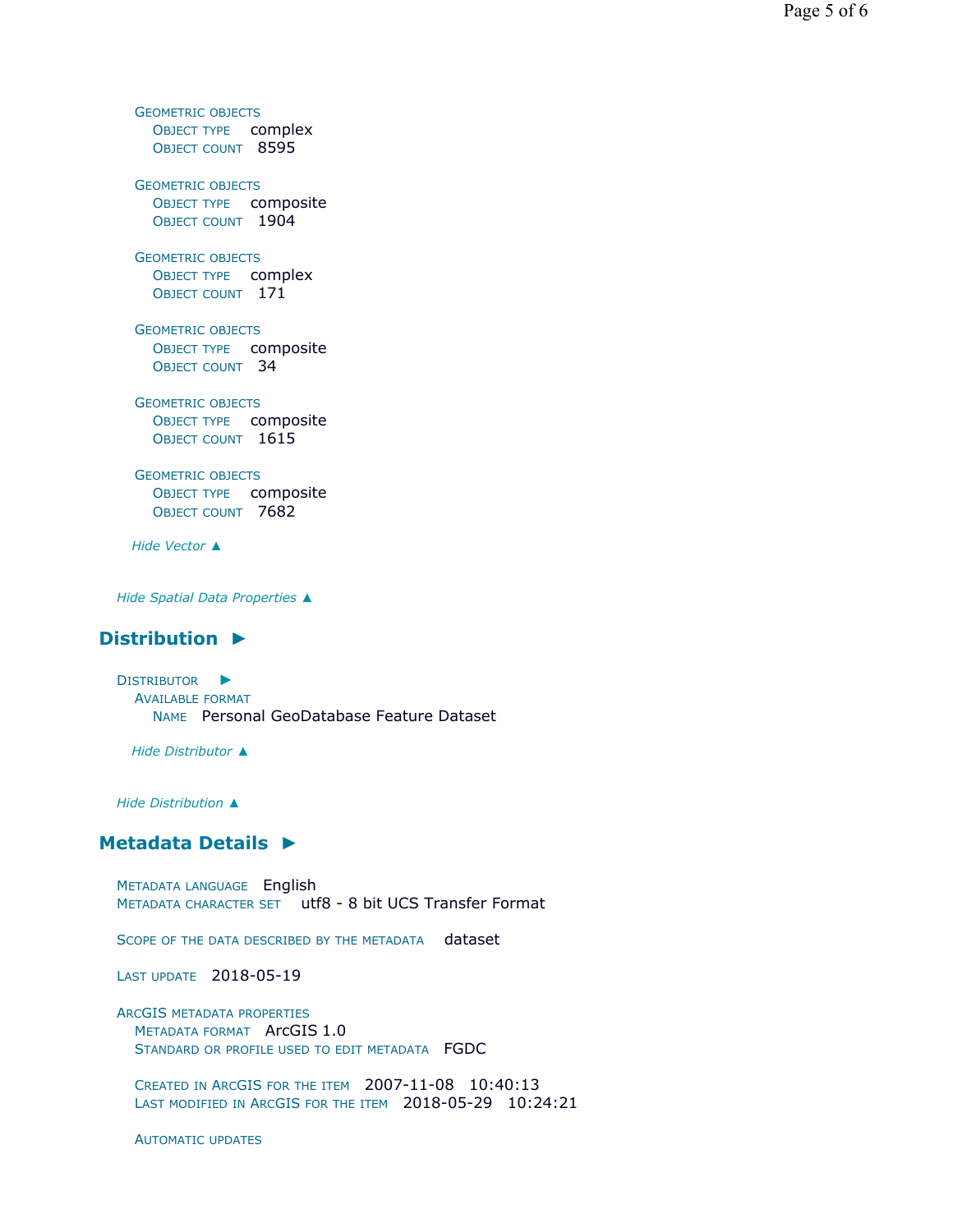Geometric objects
  Object type complex
  Object count 8595

Geometric objects
  Object type composite
  Object count 1904

Geometric objects
  Object type complex
  Object count 171

Geometric objects
  Object type composite
  Object count 34

Geometric objects
  Object type composite
  Object count 1615

Geometric objects
  Object type composite
  Object count 7682

*Hide Vector ▲*

*Hide Spatial Data Properties ▲*

## Distribution ►

Distributor ►
  Available format
    Name Personal GeoDatabase Feature Dataset

*Hide Distributor ▲*

*Hide Distribution ▲*

## Metadata Details ►

Metadata language English
Metadata character set utf8 - 8 bit UCS Transfer Format

Scope of the data described by the metadata dataset

Last update 2018-05-19

ArcGIS metadata properties
  Metadata format ArcGIS 1.0
  Standard or profile used to edit metadata FGDC

  Created in ArcGIS for the item 2007-11-08 10:40:13
  Last modified in ArcGIS for the item 2018-05-29 10:24:21

  Automatic updates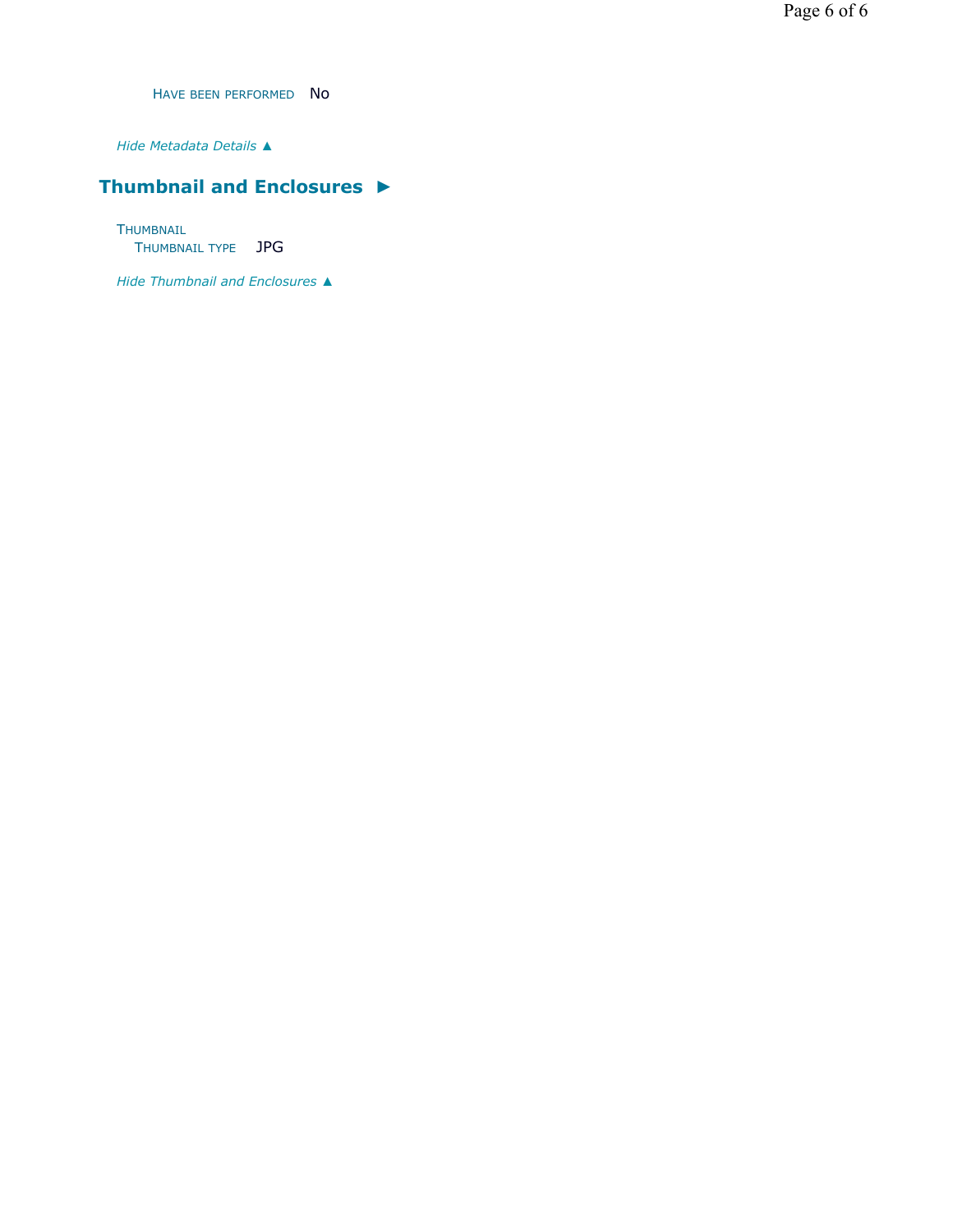HAVE BEEN PERFORMED No

*Hide Metadata Details ▲*

## Thumbnail and Enclosures ►

THUMBNAIL

THUMBNAIL TYPE JPG

*Hide Thumbnail and Enclosures ▲*